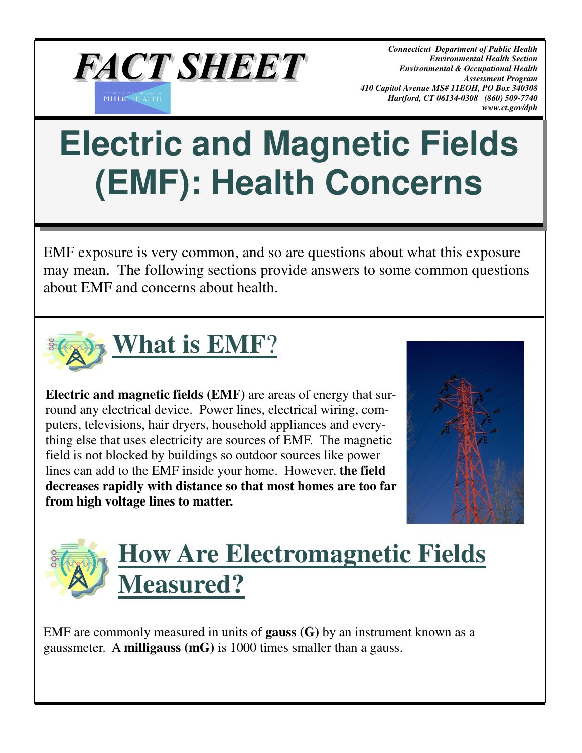# FACT SHEET

*Connecticut Department of Public Health*
*Environmental Health Section*
*Environmental & Occupational Health Assessment Program*
*410 Capitol Avenue MS# 11EOH, PO Box 340308*
*Hartford, CT 06134-0308 (860) 509-7740*
*www.ct.gov/dph*

# Electric and Magnetic Fields (EMF): Health Concerns

EMF exposure is very common, and so are questions about what this exposure may mean. The following sections provide answers to some common questions about EMF and concerns about health.

## What is EMF?

**Electric and magnetic fields (EMF)** are areas of energy that surround any electrical device. Power lines, electrical wiring, computers, televisions, hair dryers, household appliances and everything else that uses electricity are sources of EMF. The magnetic field is not blocked by buildings so outdoor sources like power lines can add to the EMF inside your home. However, **the field decreases rapidly with distance so that most homes are too far from high voltage lines to matter.**

## How Are Electromagnetic Fields Measured?

EMF are commonly measured in units of **gauss (G)** by an instrument known as a gaussmeter. A **milligauss (mG)** is 1000 times smaller than a gauss.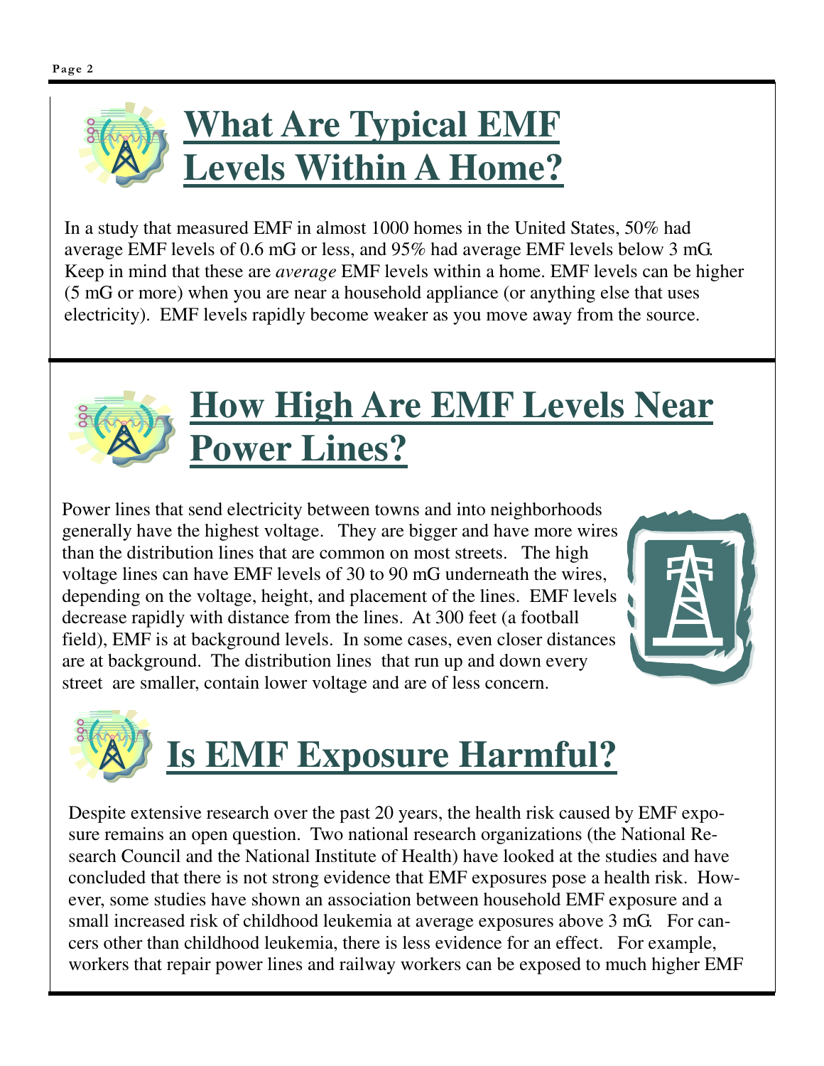## What Are Typical EMF Levels Within A Home?

In a study that measured EMF in almost 1000 homes in the United States, 50% had average EMF levels of 0.6 mG or less, and 95% had average EMF levels below 3 mG. Keep in mind that these are *average* EMF levels within a home. EMF levels can be higher (5 mG or more) when you are near a household appliance (or anything else that uses electricity). EMF levels rapidly become weaker as you move away from the source.

## How High Are EMF Levels Near Power Lines?

Power lines that send electricity between towns and into neighborhoods generally have the highest voltage. They are bigger and have more wires than the distribution lines that are common on most streets. The high voltage lines can have EMF levels of 30 to 90 mG underneath the wires, depending on the voltage, height, and placement of the lines. EMF levels decrease rapidly with distance from the lines. At 300 feet (a football field), EMF is at background levels. In some cases, even closer distances are at background. The distribution lines that run up and down every street are smaller, contain lower voltage and are of less concern.

## Is EMF Exposure Harmful?

Despite extensive research over the past 20 years, the health risk caused by EMF exposure remains an open question. Two national research organizations (the National Research Council and the National Institute of Health) have looked at the studies and have concluded that there is not strong evidence that EMF exposures pose a health risk. However, some studies have shown an association between household EMF exposure and a small increased risk of childhood leukemia at average exposures above 3 mG. For cancers other than childhood leukemia, there is less evidence for an effect. For example, workers that repair power lines and railway workers can be exposed to much higher EMF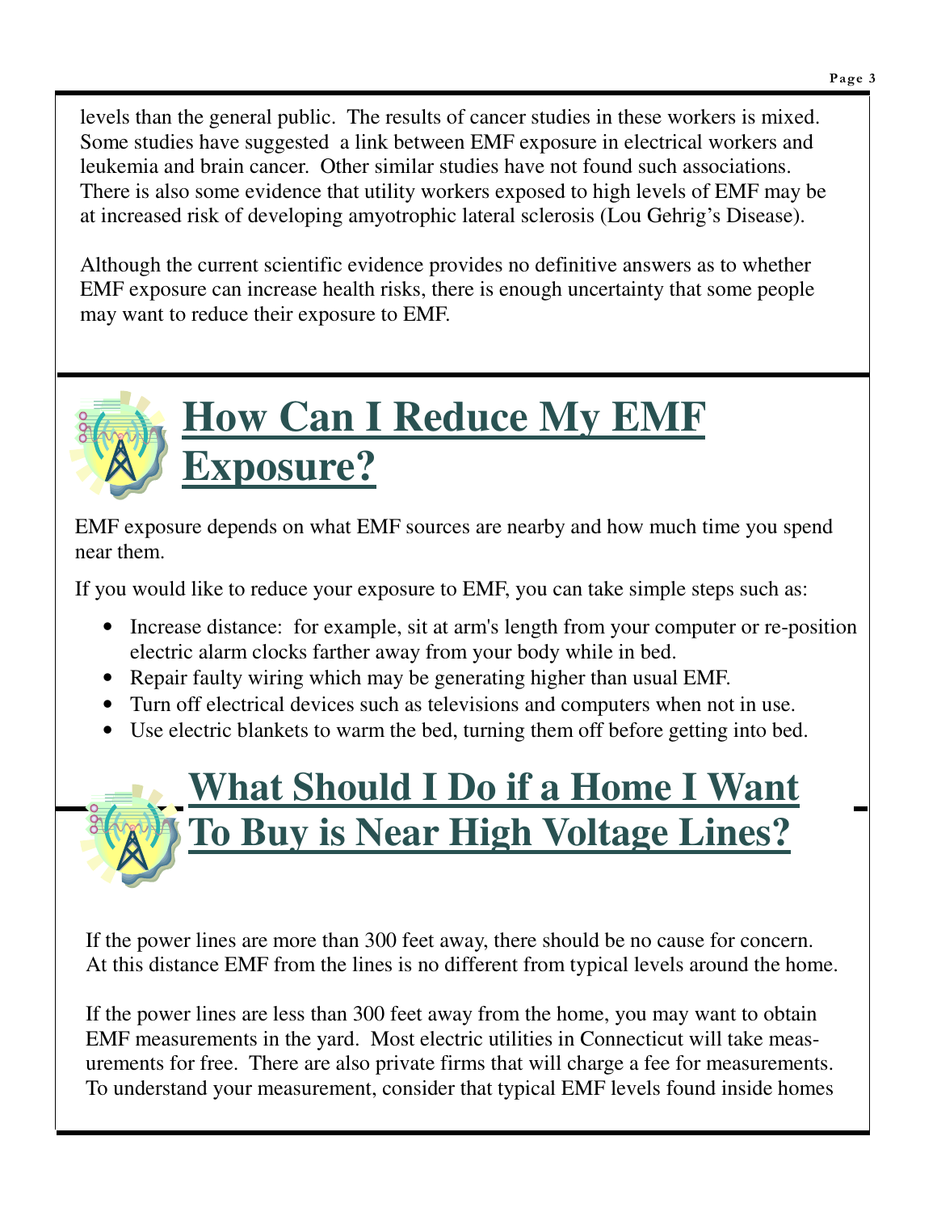levels than the general public. The results of cancer studies in these workers is mixed. Some studies have suggested a link between EMF exposure in electrical workers and leukemia and brain cancer. Other similar studies have not found such associations. There is also some evidence that utility workers exposed to high levels of EMF may be at increased risk of developing amyotrophic lateral sclerosis (Lou Gehrig's Disease).

Although the current scientific evidence provides no definitive answers as to whether EMF exposure can increase health risks, there is enough uncertainty that some people may want to reduce their exposure to EMF.

## How Can I Reduce My EMF Exposure?

EMF exposure depends on what EMF sources are nearby and how much time you spend near them.

If you would like to reduce your exposure to EMF, you can take simple steps such as:

- Increase distance: for example, sit at arm's length from your computer or re-position electric alarm clocks farther away from your body while in bed.
- Repair faulty wiring which may be generating higher than usual EMF.
- Turn off electrical devices such as televisions and computers when not in use.
- Use electric blankets to warm the bed, turning them off before getting into bed.

## What Should I Do if a Home I Want To Buy is Near High Voltage Lines?

If the power lines are more than 300 feet away, there should be no cause for concern. At this distance EMF from the lines is no different from typical levels around the home.

If the power lines are less than 300 feet away from the home, you may want to obtain EMF measurements in the yard. Most electric utilities in Connecticut will take measurements for free. There are also private firms that will charge a fee for measurements. To understand your measurement, consider that typical EMF levels found inside homes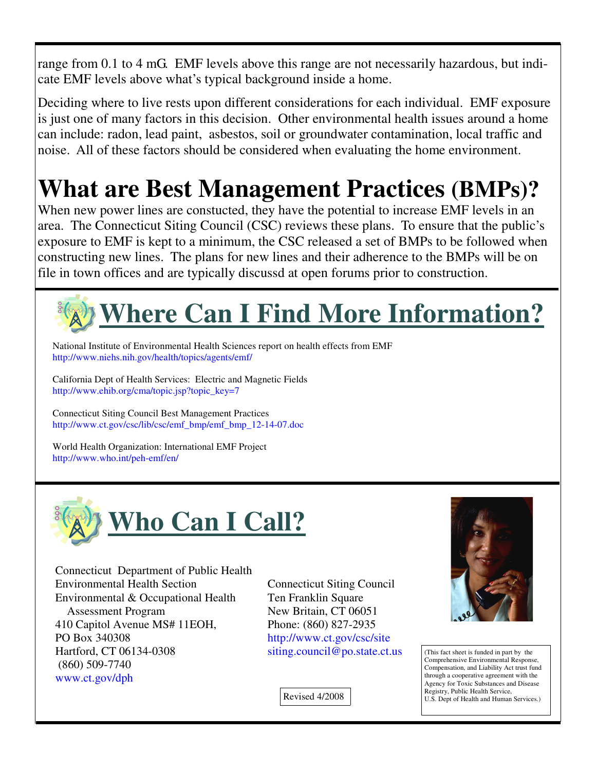range from 0.1 to 4 mG. EMF levels above this range are not necessarily hazardous, but indicate EMF levels above what's typical background inside a home.

Deciding where to live rests upon different considerations for each individual. EMF exposure is just one of many factors in this decision. Other environmental health issues around a home can include: radon, lead paint, asbestos, soil or groundwater contamination, local traffic and noise. All of these factors should be considered when evaluating the home environment.

# What are Best Management Practices (BMPs)?

When new power lines are constucted, they have the potential to increase EMF levels in an area. The Connecticut Siting Council (CSC) reviews these plans. To ensure that the public's exposure to EMF is kept to a minimum, the CSC released a set of BMPs to be followed when constructing new lines. The plans for new lines and their adherence to the BMPs will be on file in town offices and are typically discussd at open forums prior to construction.

# Where Can I Find More Information?

National Institute of Environmental Health Sciences report on health effects from EMF
http://www.niehs.nih.gov/health/topics/agents/emf/

California Dept of Health Services: Electric and Magnetic Fields
http://www.ehib.org/cma/topic.jsp?topic_key=7

Connecticut Siting Council Best Management Practices
http://www.ct.gov/csc/lib/csc/emf_bmp/emf_bmp_12-14-07.doc

World Health Organization: International EMF Project
http://www.who.int/peh-emf/en/

# Who Can I Call?

Connecticut Department of Public Health
Environmental Health Section
Environmental & Occupational Health Assessment Program
410 Capitol Avenue MS# 11EOH,
PO Box 340308
Hartford, CT 06134-0308
(860) 509-7740
www.ct.gov/dph

Connecticut Siting Council
Ten Franklin Square
New Britain, CT 06051
Phone: (860) 827-2935
http://www.ct.gov/csc/site
siting.council@po.state.ct.us

Revised 4/2008

(This fact sheet is funded in part by the Comprehensive Environmental Response, Compensation, and Liability Act trust fund through a cooperative agreement with the Agency for Toxic Substances and Disease Registry, Public Health Service, U.S. Dept of Health and Human Services.)